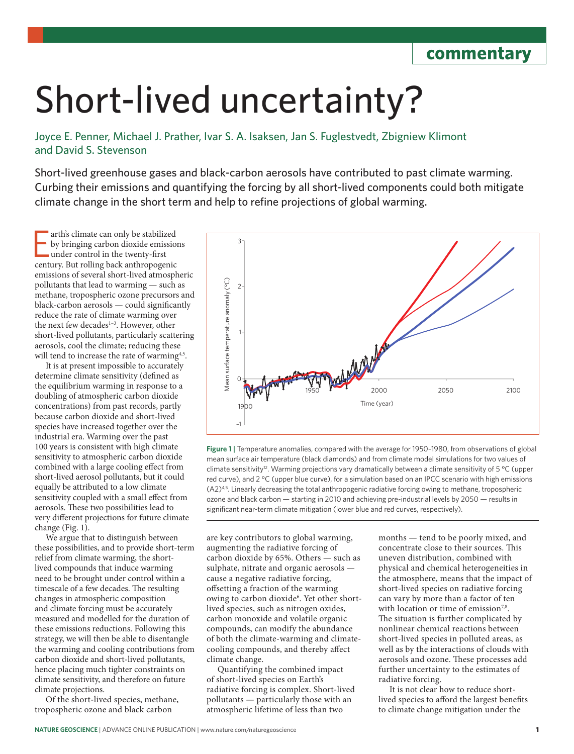commentary

# Short-lived uncertainty?

Joyce E. Penner, Michael J. Prather, Ivar S. A. Isaksen, Jan S. Fuglestvedt, Zbigniew Klimont and David S. Stevenson

**Short-lived greenhouse gases and black-carbon aerosols have contributed to past climate warming. Curbing their emissions and quantifying the forcing by all short-lived components could both mitigate climate change in the short term and help to refine projections of global warming.**

Earth's climate can only be stabilized by bringing carbon dioxide emissions under control in the twenty-first century. But rolling back anthropogenic emissions of several short-lived atmospheric pollutants that lead to warming — such as methane, tropospheric ozone precursors and black-carbon aerosols — could significantly reduce the rate of climate warming over the next few decades[1–3]. However, other short-lived pollutants, particularly scattering aerosols, cool the climate; reducing these will tend to increase the rate of warming[4,5].

It is at present impossible to accurately determine climate sensitivity (defined as the equilibrium warming in response to a doubling of atmospheric carbon dioxide concentrations) from past records, partly because carbon dioxide and short-lived species have increased together over the industrial era. Warming over the past 100 years is consistent with high climate sensitivity to atmospheric carbon dioxide combined with a large cooling effect from short-lived aerosol pollutants, but it could equally be attributed to a low climate sensitivity coupled with a small effect from aerosols. These two possibilities lead to very different projections for future climate change (Fig. 1).

We argue that to distinguish between these possibilities, and to provide short-term relief from climate warming, the short-lived compounds that induce warming need to be brought under control within a timescale of a few decades. The resulting changes in atmospheric composition and climate forcing must be accurately measured and modelled for the duration of these emissions reductions. Following this strategy, we will then be able to disentangle the warming and cooling contributions from carbon dioxide and short-lived pollutants, hence placing much tighter constraints on climate sensitivity, and therefore on future climate projections.

Of the short-lived species, methane, tropospheric ozone and black carbon are key contributors to global warming, augmenting the radiative forcing of carbon dioxide by 65%. Others — such as sulphate, nitrate and organic aerosols — cause a negative radiative forcing, offsetting a fraction of the warming owing to carbon dioxide[6]. Yet other short-lived species, such as nitrogen oxides, carbon monoxide and volatile organic compounds, can modify the abundance of both the climate-warming and climate-cooling compounds, and thereby affect climate change.

Quantifying the combined impact of short-lived species on Earth's radiative forcing is complex. Short-lived pollutants — particularly those with an atmospheric lifetime of less than two months — tend to be poorly mixed, and concentrate close to their sources. This uneven distribution, combined with physical and chemical heterogeneities in the atmosphere, means that the impact of short-lived species on radiative forcing can vary by more than a factor of ten with location or time of emission[7,8]. The situation is further complicated by nonlinear chemical reactions between short-lived species in polluted areas, as well as by the interactions of clouds with aerosols and ozone. These processes add further uncertainty to the estimates of radiative forcing.

It is not clear how to reduce short-lived species to afford the largest benefits to climate change mitigation under the

**Figure 1 |** Temperature anomalies, compared with the average for 1950–1980, from observations of global mean surface air temperature (black diamonds) and from climate model simulations for two values of climate sensitivity[12]. Warming projections vary dramatically between a climate sensitivity of 5 °C (upper red curve), and 2 °C (upper blue curve), for a simulation based on an IPCC scenario with high emissions (A2)[4,5]. Linearly decreasing the total anthropogenic radiative forcing owing to methane, tropospheric ozone and black carbon — starting in 2010 and achieving pre-industrial levels by 2050 — results in significant near-term climate mitigation (lower blue and red curves, respectively).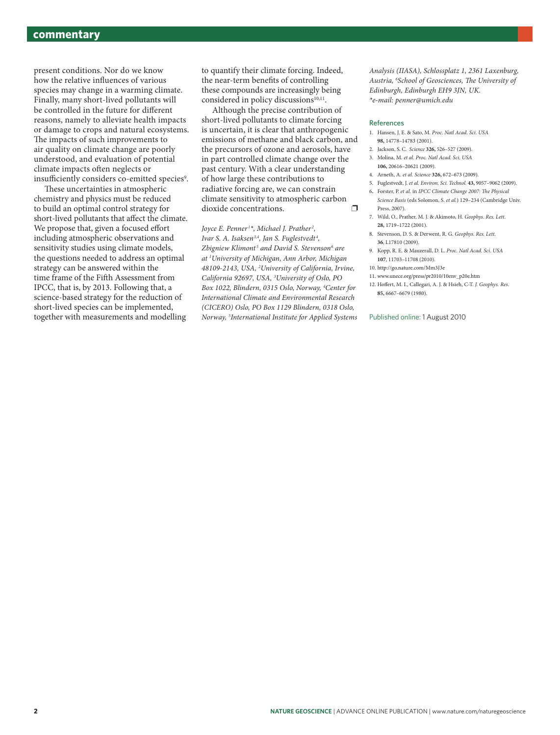present conditions. Nor do we know how the relative influences of various species may change in a warming climate. Finally, many short-lived pollutants will be controlled in the future for different reasons, namely to alleviate health impacts or damage to crops and natural ecosystems. The impacts of such improvements to air quality on climate change are poorly understood, and evaluation of potential climate impacts often neglects or insufficiently considers co-emitted species[9].

These uncertainties in atmospheric chemistry and physics must be reduced to build an optimal control strategy for short-lived pollutants that affect the climate. We propose that, given a focused effort including atmospheric observations and sensitivity studies using climate models, the questions needed to address an optimal strategy can be answered within the time frame of the Fifth Assessment from IPCC, that is, by 2013. Following that, a science-based strategy for the reduction of short-lived species can be implemented, together with measurements and modelling to quantify their climate forcing. Indeed, the near-term benefits of controlling these compounds are increasingly being considered in policy discussions[10,11].

Although the precise contribution of short-lived pollutants to climate forcing is uncertain, it is clear that anthropogenic emissions of methane and black carbon, and the precursors of ozone and aerosols, have in part controlled climate change over the past century. With a clear understanding of how large these contributions to radiative forcing are, we can constrain climate sensitivity to atmospheric carbon dioxide concentrations. ❐

*Joyce E. Penner[1]\*, Michael J. Prather[2], Ivar S. A. Isaksen[3,4], Jan S. Fuglestvedt[4], Zbigniew Klimont[5] and David S. Stevenson[6] are at [1]University of Michigan, Ann Arbor, Michigan 48109-2143, USA, [2]University of California, Irvine, California 92697, USA, [3]University of Oslo, PO Box 1022, Blindern, 0315 Oslo, Norway, [4]Center for International Climate and Environmental Research (CICERO) Oslo, PO Box 1129 Blindern, 0318 Oslo, Norway, [5]International Institute for Applied Systems Analysis (IIASA), Schlossplatz 1, 2361 Laxenburg, Austria, [6]School of Geosciences, The University of Edinburgh, Edinburgh EH9 3JN, UK.*
*\*e-mail: penner@umich.edu*

## References

1. Hansen, J. E. & Sato, M. *Proc. Natl Acad. Sci. USA* **98,** 14778–14783 (2001).
2. Jackson, S. C. *Science* **326,** 526–527 (2009).
3. Molina, M. *et al. Proc. Natl Acad. Sci. USA* **106,** 20616–20621 (2009).
4. Arneth, A. *et al. Science* **326,** 672–673 (2009).
5. Fuglestvedt, J. *et al. Environ. Sci. Technol.* **43,** 9057–9062 (2009).
6. Forster, P. *et al.* in *IPCC Climate Change 2007: The Physical Science Basis* (eds Solomon, S. *et al.*) 129–234 (Cambridge Univ. Press, 2007).
7. Wild, O., Prather, M. J. & Akimoto, H. *Geophys. Res. Lett.* **28,** 1719–1722 (2001).
8. Stevenson, D. S. & Derwent, R. G. *Geophys. Res. Lett.* **36**, L17810 (2009).
9. Kopp, R. E. & Mauzerall, D. L. *Proc. Natl Acad. Sci. USA* **107**, 11703–11708 (2010).
10. http://go.nature.com/Mm3J3e
11. www.unece.org/press/pr2010/10env_p20e.htm
12. Hoffert, M. I., Callegari, A. J. & Hsieh, C-T. *J. Geophys. Res.* **85,** 6667–6679 (1980).

Published online: 1 August 2010